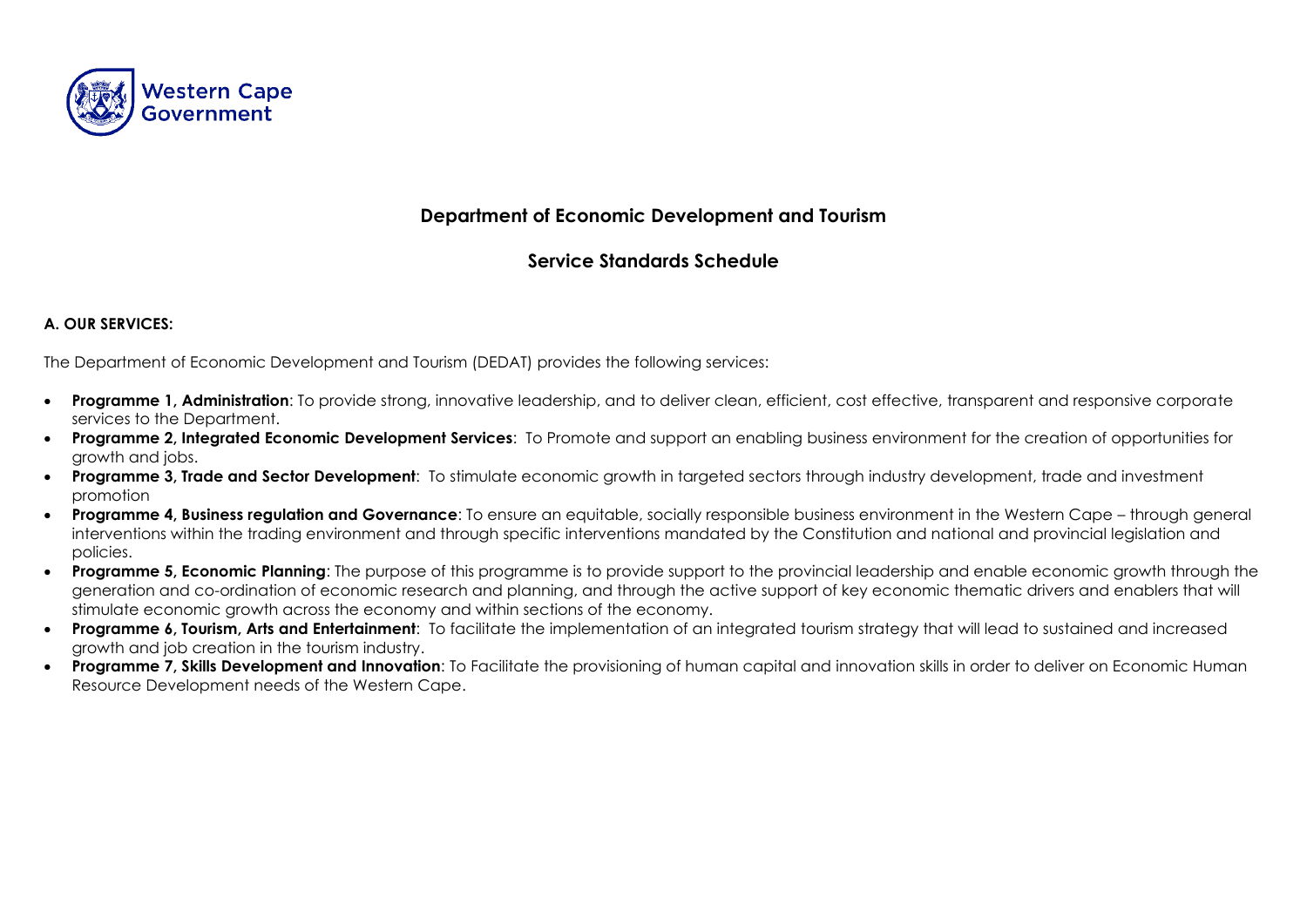# Department of Economic Development and Tourism

## Service Standards Schedule

### A. OUR SERVICES:

The Department of Economic Development and Tourism (DEDAT) provides the following services:

- **Programme 1, Administration**: To provide strong, innovative leadership, and to deliver clean, efficient, cost effective, transparent and responsive corporate services to the Department.
- **Programme 2, Integrated Economic Development Services**: To Promote and support an enabling business environment for the creation of opportunities for growth and jobs.
- **Programme 3, Trade and Sector Development**: To stimulate economic growth in targeted sectors through industry development, trade and investment promotion
- **Programme 4, Business regulation and Governance**: To ensure an equitable, socially responsible business environment in the Western Cape – through general interventions within the trading environment and through specific interventions mandated by the Constitution and national and provincial legislation and policies.
- **Programme 5, Economic Planning**: The purpose of this programme is to provide support to the provincial leadership and enable economic growth through the generation and co-ordination of economic research and planning, and through the active support of key economic thematic drivers and enablers that will stimulate economic growth across the economy and within sections of the economy.
- **Programme 6, Tourism, Arts and Entertainment**: To facilitate the implementation of an integrated tourism strategy that will lead to sustained and increased growth and job creation in the tourism industry.
- **Programme 7, Skills Development and Innovation**: To Facilitate the provisioning of human capital and innovation skills in order to deliver on Economic Human Resource Development needs of the Western Cape.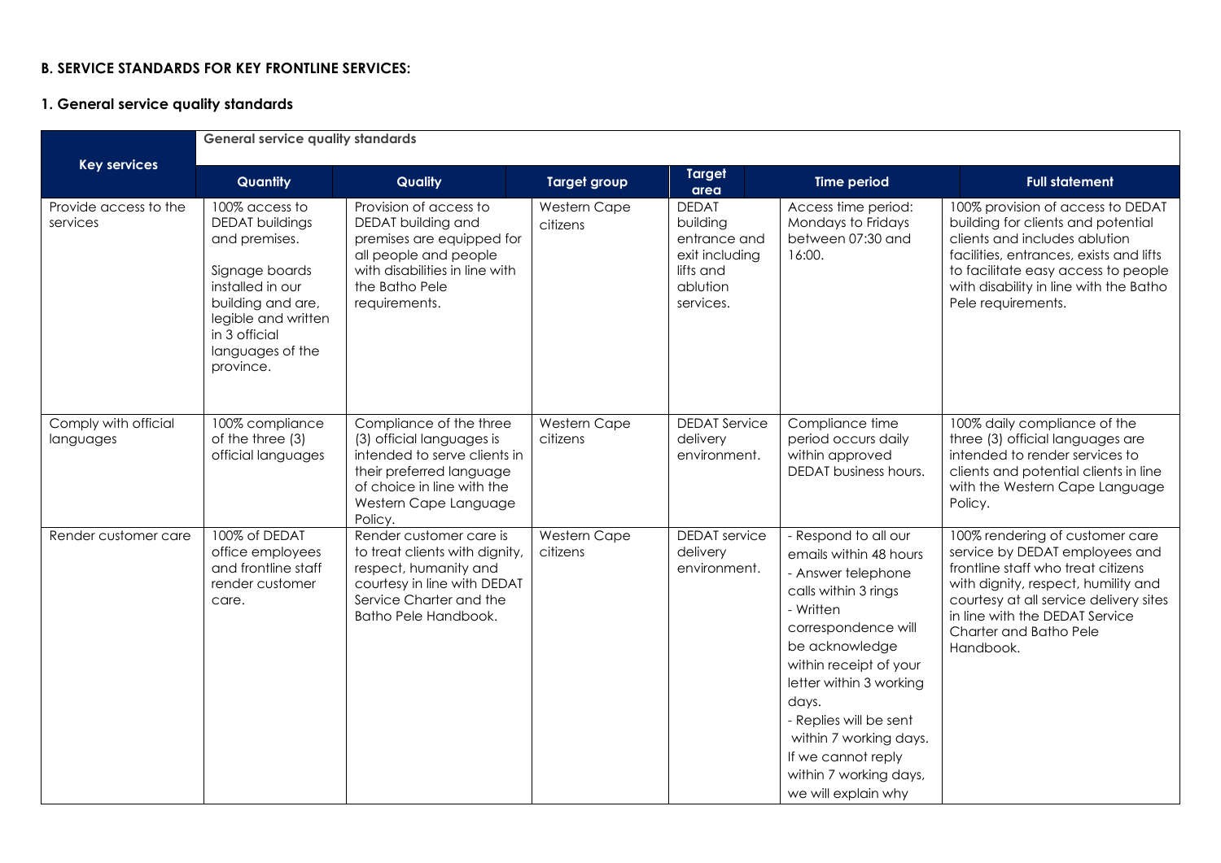**B. SERVICE STANDARDS FOR KEY FRONTLINE SERVICES:**

**1. General service quality standards**

| Key services | General service quality standards | | | | | |
|---|---|---|---|---|---|---|
| | **Quantity** | **Quality** | **Target group** | **Target area** | **Time period** | **Full statement** |
| Provide access to the services | 100% access to DEDAT buildings and premises.<br><br>Signage boards installed in our building and are, legible and written in 3 official languages of the province. | Provision of access to DEDAT building and premises are equipped for all people and people with disabilities in line with the Batho Pele requirements. | Western Cape citizens | DEDAT building entrance and exit including lifts and ablution services. | Access time period: Mondays to Fridays between 07:30 and 16:00. | 100% provision of access to DEDAT building for clients and potential clients and includes ablution facilities, entrances, exists and lifts to facilitate easy access to people with disability in line with the Batho Pele requirements. |
| Comply with official languages | 100% compliance of the three (3) official languages | Compliance of the three (3) official languages is intended to serve clients in their preferred language of choice in line with the Western Cape Language Policy. | Western Cape citizens | DEDAT Service delivery environment. | Compliance time period occurs daily within approved DEDAT business hours. | 100% daily compliance of the three (3) official languages are intended to render services to clients and potential clients in line with the Western Cape Language Policy. |
| Render customer care | 100% of DEDAT office employees and frontline staff render customer care. | Render customer care is to treat clients with dignity, respect, humanity and courtesy in line with DEDAT Service Charter and the Batho Pele Handbook. | Western Cape citizens | DEDAT service delivery environment. | - Respond to all our emails within 48 hours<br>- Answer telephone calls within 3 rings<br>- Written correspondence will be acknowledge within receipt of your letter within 3 working days.<br>- Replies will be sent within 7 working days. If we cannot reply within 7 working days, we will explain why | 100% rendering of customer care service by DEDAT employees and frontline staff who treat citizens with dignity, respect, humility and courtesy at all service delivery sites in line with the DEDAT Service Charter and Batho Pele Handbook. |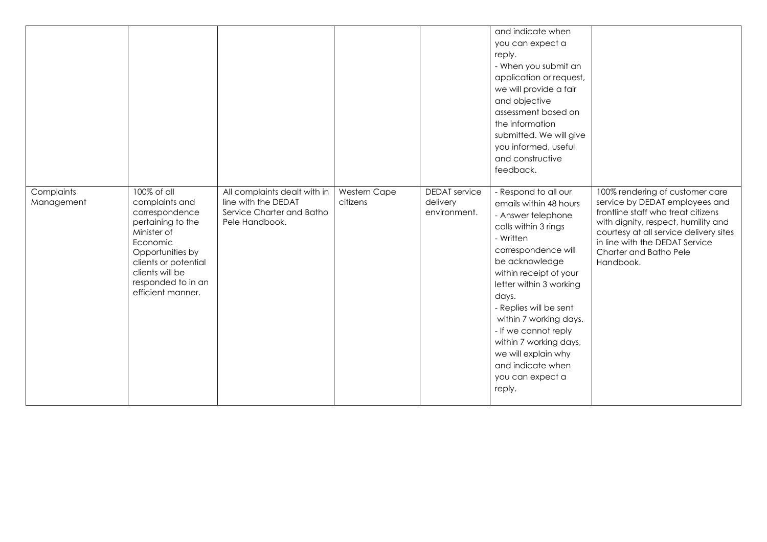| | | | | | | |
|---|---|---|---|---|---|---|
| | | | | | and indicate when you can expect a reply.<br>- When you submit an application or request, we will provide a fair and objective assessment based on the information submitted. We will give you informed, useful and constructive feedback. | |
| Complaints Management | 100% of all complaints and correspondence pertaining to the Minister of Economic Opportunities by clients or potential clients will be responded to in an efficient manner. | All complaints dealt with in line with the DEDAT Service Charter and Batho Pele Handbook. | Western Cape citizens | DEDAT service delivery environment. | - Respond to all our emails within 48 hours<br>- Answer telephone calls within 3 rings<br>- Written correspondence will be acknowledge within receipt of your letter within 3 working days.<br>- Replies will be sent within 7 working days.<br>- If we cannot reply within 7 working days, we will explain why and indicate when you can expect a reply. | 100% rendering of customer care service by DEDAT employees and frontline staff who treat citizens with dignity, respect, humility and courtesy at all service delivery sites in line with the DEDAT Service Charter and Batho Pele Handbook. |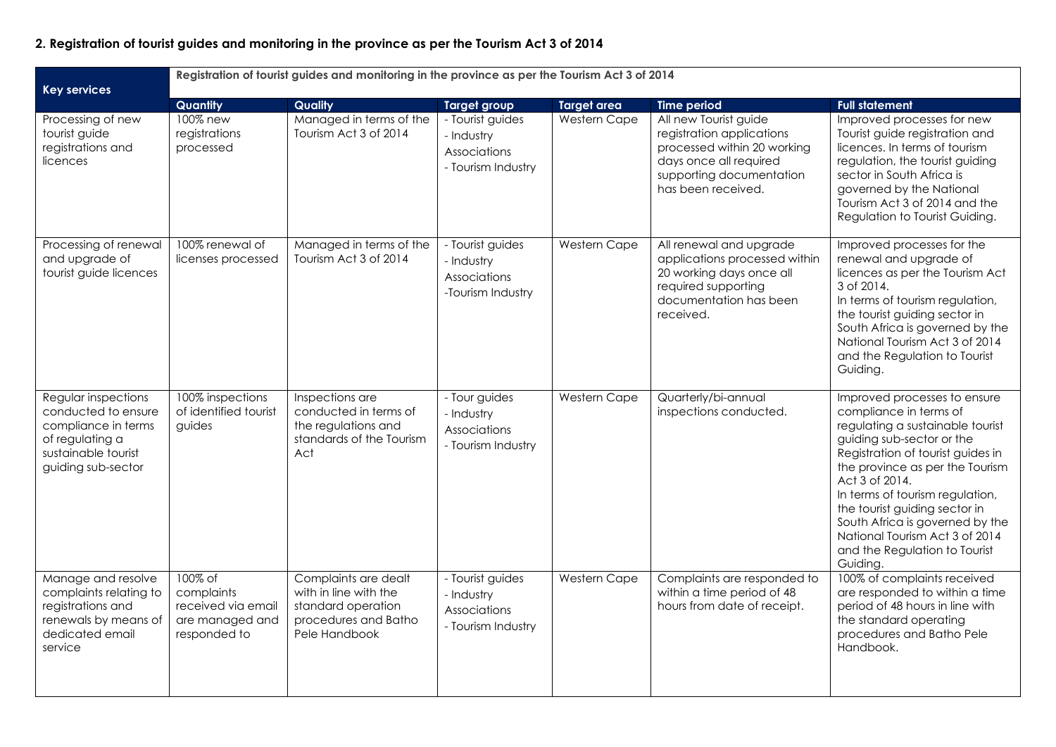**2. Registration of tourist guides and monitoring in the province as per the Tourism Act 3 of 2014**

| Key services | Registration of tourist guides and monitoring in the province as per the Tourism Act 3 of 2014 | | | | | |
|---|---|---|---|---|---|---|
| | **Quantity** | **Quality** | **Target group** | **Target area** | **Time period** | **Full statement** |
| Processing of new tourist guide registrations and licences | 100% new registrations processed | Managed in terms of the Tourism Act 3 of 2014 | - Tourist guides<br>- Industry Associations<br>- Tourism Industry | Western Cape | All new Tourist guide registration applications processed within 20 working days once all required supporting documentation has been received. | Improved processes for new Tourist guide registration and licences. In terms of tourism regulation, the tourist guiding sector in South Africa is governed by the National Tourism Act 3 of 2014 and the Regulation to Tourist Guiding. |
| Processing of renewal and upgrade of tourist guide licences | 100% renewal of licenses processed | Managed in terms of the Tourism Act 3 of 2014 | - Tourist guides<br>- Industry Associations<br>-Tourism Industry | Western Cape | All renewal and upgrade applications processed within 20 working days once all required supporting documentation has been received. | Improved processes for the renewal and upgrade of licences as per the Tourism Act 3 of 2014.<br>In terms of tourism regulation, the tourist guiding sector in South Africa is governed by the National Tourism Act 3 of 2014 and the Regulation to Tourist Guiding. |
| Regular inspections conducted to ensure compliance in terms of regulating a sustainable tourist guiding sub-sector | 100% inspections of identified tourist guides | Inspections are conducted in terms of the regulations and standards of the Tourism Act | - Tour guides<br>- Industry Associations<br>- Tourism Industry | Western Cape | Quarterly/bi-annual inspections conducted. | Improved processes to ensure compliance in terms of regulating a sustainable tourist guiding sub-sector or the Registration of tourist guides in the province as per the Tourism Act 3 of 2014.<br>In terms of tourism regulation, the tourist guiding sector in South Africa is governed by the National Tourism Act 3 of 2014 and the Regulation to Tourist Guiding. |
| Manage and resolve complaints relating to registrations and renewals by means of dedicated email service | 100% of complaints received via email are managed and responded to | Complaints are dealt with in line with the standard operation procedures and Batho Pele Handbook | - Tourist guides<br>- Industry Associations<br>- Tourism Industry | Western Cape | Complaints are responded to within a time period of 48 hours from date of receipt. | 100% of complaints received are responded to within a time period of 48 hours in line with the standard operating procedures and Batho Pele Handbook. |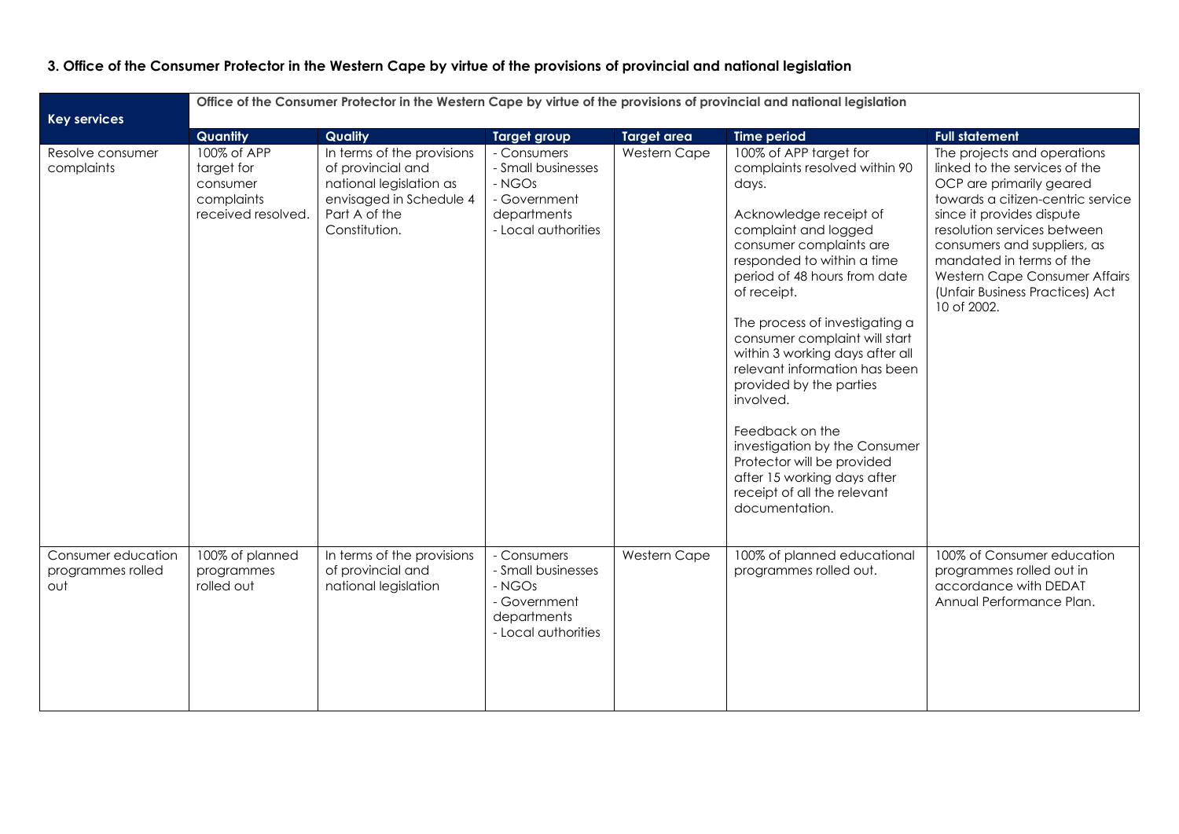### 3. Office of the Consumer Protector in the Western Cape by virtue of the provisions of provincial and national legislation

| Key services | Office of the Consumer Protector in the Western Cape by virtue of the provisions of provincial and national legislation | | | | | |
|---|---|---|---|---|---|---|
| | **Quantity** | **Quality** | **Target group** | **Target area** | **Time period** | **Full statement** |
| Resolve consumer complaints | 100% of APP target for consumer complaints received resolved. | In terms of the provisions of provincial and national legislation as envisaged in Schedule 4 Part A of the Constitution. | - Consumers<br>- Small businesses<br>- NGOs<br>- Government departments<br>- Local authorities | Western Cape | 100% of APP target for complaints resolved within 90 days.<br><br>Acknowledge receipt of complaint and logged consumer complaints are responded to within a time period of 48 hours from date of receipt.<br><br>The process of investigating a consumer complaint will start within 3 working days after all relevant information has been provided by the parties involved.<br><br>Feedback on the investigation by the Consumer Protector will be provided after 15 working days after receipt of all the relevant documentation. | The projects and operations linked to the services of the OCP are primarily geared towards a citizen-centric service since it provides dispute resolution services between consumers and suppliers, as mandated in terms of the Western Cape Consumer Affairs (Unfair Business Practices) Act 10 of 2002. |
| Consumer education programmes rolled out | 100% of planned programmes rolled out | In terms of the provisions of provincial and national legislation | - Consumers<br>- Small businesses<br>- NGOs<br>- Government departments<br>- Local authorities | Western Cape | 100% of planned educational programmes rolled out. | 100% of Consumer education programmes rolled out in accordance with DEDAT Annual Performance Plan. |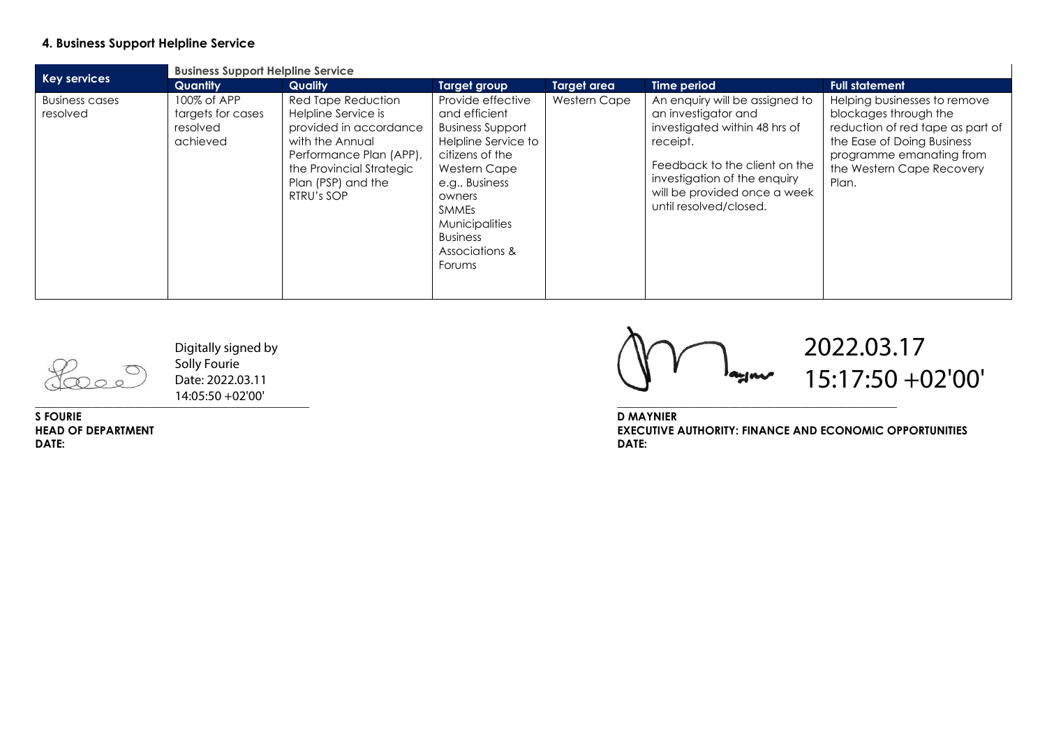#### 4. Business Support Helpline Service

| Key services | Business Support Helpline Service | | | | | |
|---|---|---|---|---|---|---|
| | **Quantity** | **Quality** | **Target group** | **Target area** | **Time period** | **Full statement** |
| Business cases resolved | 100% of APP targets for cases resolved achieved | Red Tape Reduction Helpline Service is provided in accordance with the Annual Performance Plan (APP), the Provincial Strategic Plan (PSP) and the RTRU's SOP | Provide effective and efficient Business Support Helpline Service to citizens of the Western Cape e.g., Business owners SMMEs Municipalities Business Associations & Forums | Western Cape | An enquiry will be assigned to an investigator and investigated within 48 hrs of receipt.<br><br>Feedback to the client on the investigation of the enquiry will be provided once a week until resolved/closed. | Helping businesses to remove blockages through the reduction of red tape as part of the Ease of Doing Business programme emanating from the Western Cape Recovery Plan. |

Digitally signed by Solly Fourie
Date: 2022.03.11 14:05:50 +02'00'

**S FOURIE**
**HEAD OF DEPARTMENT**
**DATE:**

2022.03.17 15:17:50 +02'00'

**D MAYNIER**
**EXECUTIVE AUTHORITY: FINANCE AND ECONOMIC OPPORTUNITIES**
**DATE:**